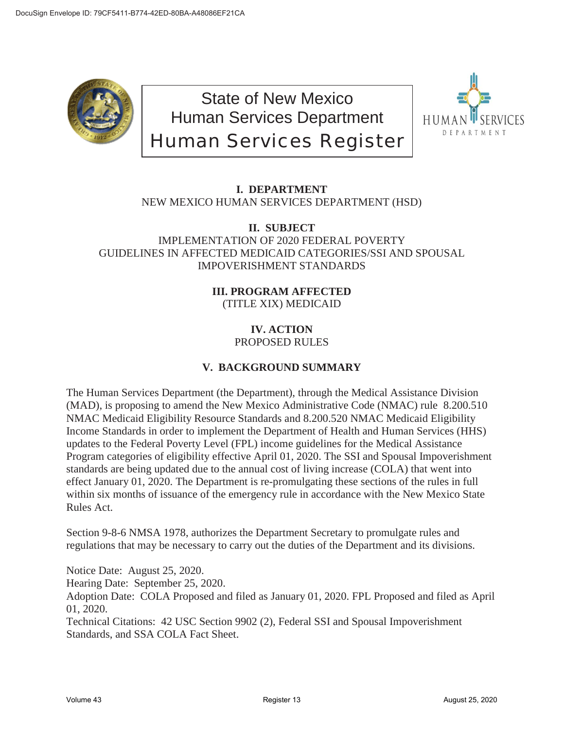DocuSign Envelope ID: 79CF5411-B774-42ED-80BA-A48086EF21CA

# State of New Mexico
# Human Services Department
# Human Services Register

HUMAN SERVICES DEPARTMENT

## I. DEPARTMENT

NEW MEXICO HUMAN SERVICES DEPARTMENT (HSD)

## II. SUBJECT

IMPLEMENTATION OF 2020 FEDERAL POVERTY GUIDELINES IN AFFECTED MEDICAID CATEGORIES/SSI AND SPOUSAL IMPOVERISHMENT STANDARDS

## III. PROGRAM AFFECTED

(TITLE XIX) MEDICAID

## IV. ACTION

PROPOSED RULES

## V. BACKGROUND SUMMARY

The Human Services Department (the Department), through the Medical Assistance Division (MAD), is proposing to amend the New Mexico Administrative Code (NMAC) rule 8.200.510 NMAC Medicaid Eligibility Resource Standards and 8.200.520 NMAC Medicaid Eligibility Income Standards in order to implement the Department of Health and Human Services (HHS) updates to the Federal Poverty Level (FPL) income guidelines for the Medical Assistance Program categories of eligibility effective April 01, 2020. The SSI and Spousal Impoverishment standards are being updated due to the annual cost of living increase (COLA) that went into effect January 01, 2020. The Department is re-promulgating these sections of the rules in full within six months of issuance of the emergency rule in accordance with the New Mexico State Rules Act.

Section 9-8-6 NMSA 1978, authorizes the Department Secretary to promulgate rules and regulations that may be necessary to carry out the duties of the Department and its divisions.

Notice Date: August 25, 2020.
Hearing Date: September 25, 2020.
Adoption Date: COLA Proposed and filed as January 01, 2020. FPL Proposed and filed as April 01, 2020.
Technical Citations: 42 USC Section 9902 (2), Federal SSI and Spousal Impoverishment Standards, and SSA COLA Fact Sheet.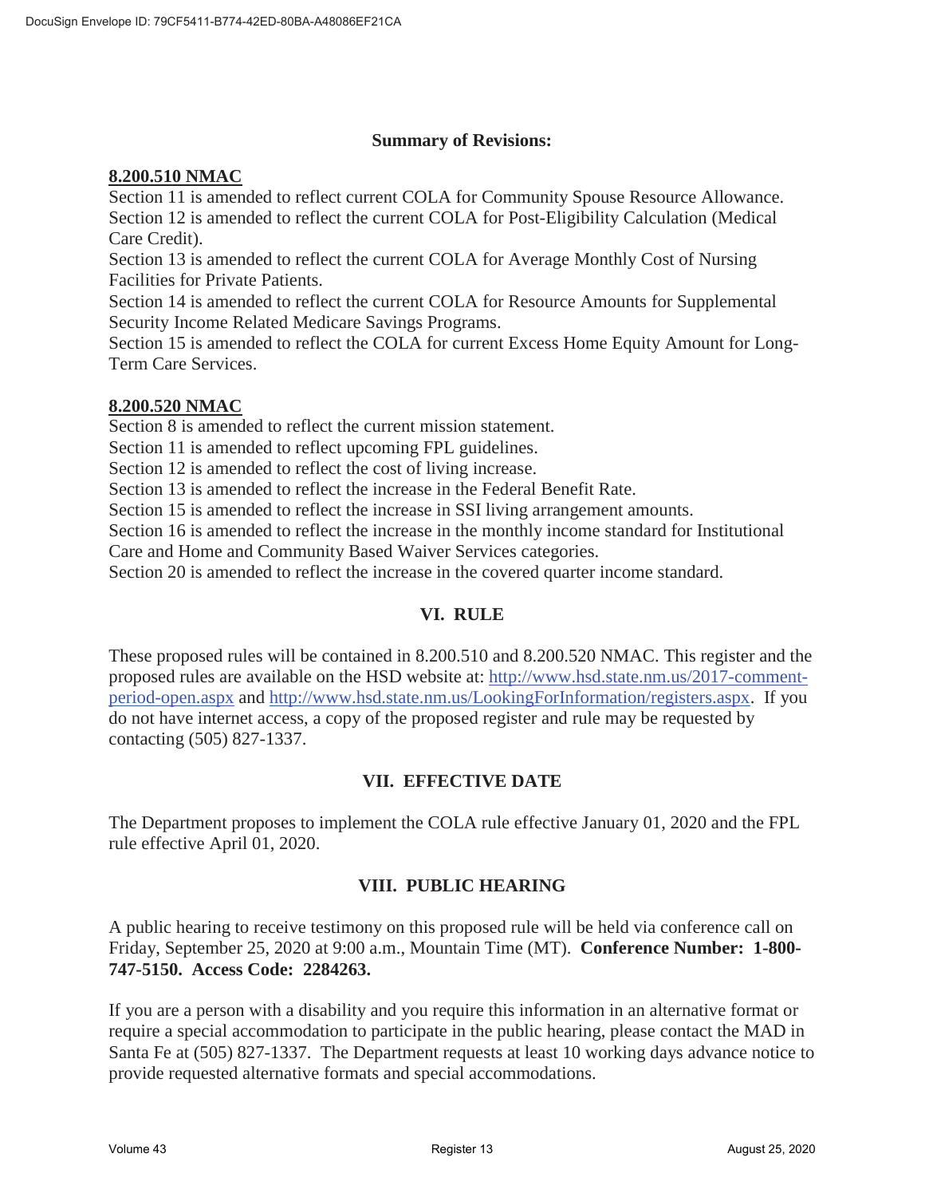**Summary of Revisions:**

**8.200.510 NMAC**

Section 11 is amended to reflect current COLA for Community Spouse Resource Allowance.
Section 12 is amended to reflect the current COLA for Post-Eligibility Calculation (Medical Care Credit).
Section 13 is amended to reflect the current COLA for Average Monthly Cost of Nursing Facilities for Private Patients.
Section 14 is amended to reflect the current COLA for Resource Amounts for Supplemental Security Income Related Medicare Savings Programs.
Section 15 is amended to reflect the COLA for current Excess Home Equity Amount for Long-Term Care Services.

**8.200.520 NMAC**

Section 8 is amended to reflect the current mission statement.
Section 11 is amended to reflect upcoming FPL guidelines.
Section 12 is amended to reflect the cost of living increase.
Section 13 is amended to reflect the increase in the Federal Benefit Rate.
Section 15 is amended to reflect the increase in SSI living arrangement amounts.
Section 16 is amended to reflect the increase in the monthly income standard for Institutional Care and Home and Community Based Waiver Services categories.
Section 20 is amended to reflect the increase in the covered quarter income standard.

## VI. RULE

These proposed rules will be contained in 8.200.510 and 8.200.520 NMAC. This register and the proposed rules are available on the HSD website at: http://www.hsd.state.nm.us/2017-comment-period-open.aspx and http://www.hsd.state.nm.us/LookingForInformation/registers.aspx. If you do not have internet access, a copy of the proposed register and rule may be requested by contacting (505) 827-1337.

## VII. EFFECTIVE DATE

The Department proposes to implement the COLA rule effective January 01, 2020 and the FPL rule effective April 01, 2020.

## VIII. PUBLIC HEARING

A public hearing to receive testimony on this proposed rule will be held via conference call on Friday, September 25, 2020 at 9:00 a.m., Mountain Time (MT). **Conference Number: 1-800-747-5150. Access Code: 2284263.**

If you are a person with a disability and you require this information in an alternative format or require a special accommodation to participate in the public hearing, please contact the MAD in Santa Fe at (505) 827-1337. The Department requests at least 10 working days advance notice to provide requested alternative formats and special accommodations.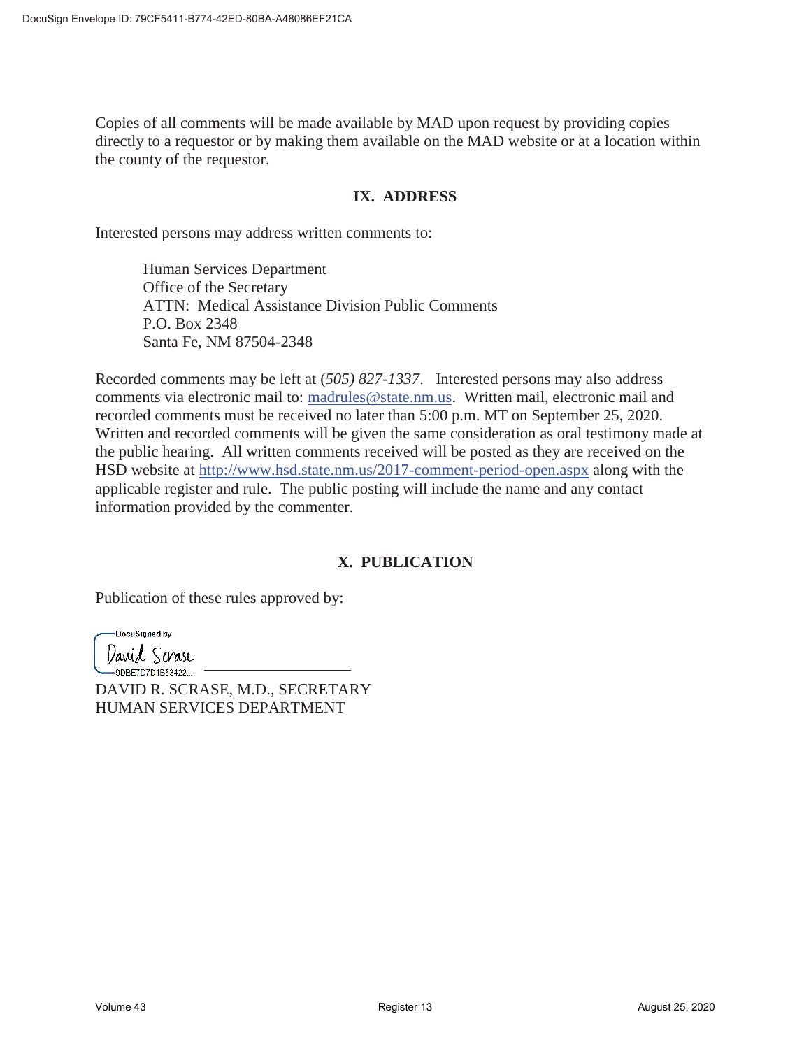Copies of all comments will be made available by MAD upon request by providing copies directly to a requestor or by making them available on the MAD website or at a location within the county of the requestor.

## IX. ADDRESS

Interested persons may address written comments to:

Human Services Department
Office of the Secretary
ATTN: Medical Assistance Division Public Comments
P.O. Box 2348
Santa Fe, NM 87504-2348

Recorded comments may be left at *(505) 827-1337*. Interested persons may also address comments via electronic mail to: madrules@state.nm.us. Written mail, electronic mail and recorded comments must be received no later than 5:00 p.m. MT on September 25, 2020. Written and recorded comments will be given the same consideration as oral testimony made at the public hearing. All written comments received will be posted as they are received on the HSD website at http://www.hsd.state.nm.us/2017-comment-period-open.aspx along with the applicable register and rule. The public posting will include the name and any contact information provided by the commenter.

## X. PUBLICATION

Publication of these rules approved by:

DocuSigned by:
David Scrase
9DBE7D7D1B53422...

DAVID R. SCRASE, M.D., SECRETARY
HUMAN SERVICES DEPARTMENT